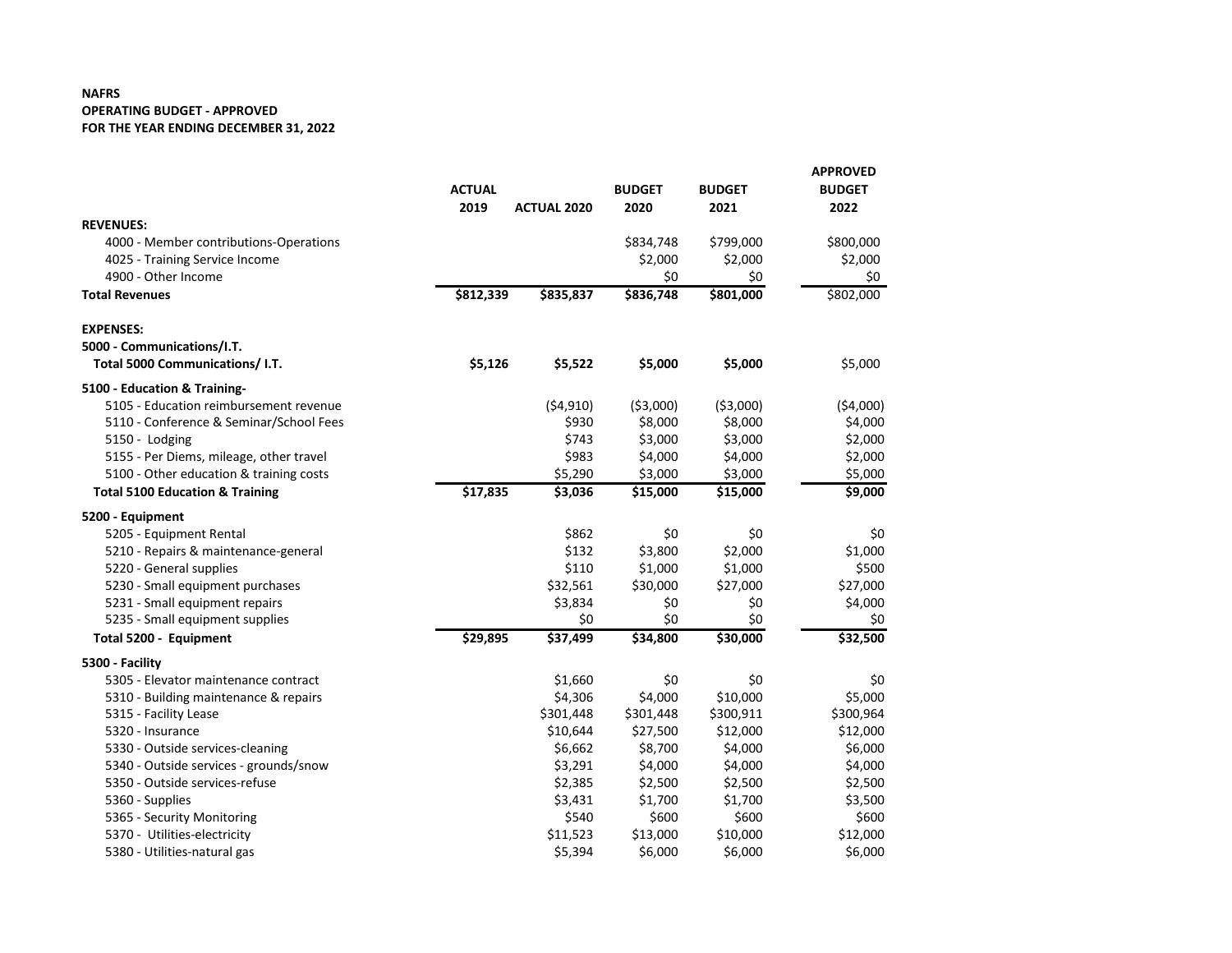**NAFRS**
**OPERATING BUDGET - APPROVED**
**FOR THE YEAR ENDING DECEMBER 31, 2022**

| | ACTUAL 2019 | ACTUAL 2020 | BUDGET 2020 | BUDGET 2021 | APPROVED BUDGET 2022 |
|---|---|---|---|---|---|
| **REVENUES:** | | | | | |
| 4000 - Member contributions-Operations | | | $834,748 | $799,000 | $800,000 |
| 4025 - Training Service Income | | | $2,000 | $2,000 | $2,000 |
| 4900 - Other Income | | | $0 | $0 | $0 |
| **Total Revenues** | **$812,339** | **$835,837** | **$836,748** | **$801,000** | $802,000 |
| **EXPENSES:** | | | | | |
| **5000 - Communications/I.T.** | | | | | |
| **Total 5000 Communications/ I.T.** | **$5,126** | **$5,522** | **$5,000** | **$5,000** | $5,000 |
| **5100 - Education & Training-** | | | | | |
| 5105 - Education reimbursement revenue | | ($4,910) | ($3,000) | ($3,000) | ($4,000) |
| 5110 - Conference & Seminar/School Fees | | $930 | $8,000 | $8,000 | $4,000 |
| 5150 - Lodging | | $743 | $3,000 | $3,000 | $2,000 |
| 5155 - Per Diems, mileage, other travel | | $983 | $4,000 | $4,000 | $2,000 |
| 5100 - Other education & training costs | | $5,290 | $3,000 | $3,000 | $5,000 |
| **Total 5100 Education & Training** | **$17,835** | **$3,036** | **$15,000** | **$15,000** | **$9,000** |
| **5200 - Equipment** | | | | | |
| 5205 - Equipment Rental | | $862 | $0 | $0 | $0 |
| 5210 - Repairs & maintenance-general | | $132 | $3,800 | $2,000 | $1,000 |
| 5220 - General supplies | | $110 | $1,000 | $1,000 | $500 |
| 5230 - Small equipment purchases | | $32,561 | $30,000 | $27,000 | $27,000 |
| 5231 - Small equipment repairs | | $3,834 | $0 | $0 | $4,000 |
| 5235 - Small equipment supplies | | $0 | $0 | $0 | $0 |
| **Total 5200 - Equipment** | **$29,895** | **$37,499** | **$34,800** | **$30,000** | **$32,500** |
| **5300 - Facility** | | | | | |
| 5305 - Elevator maintenance contract | | $1,660 | $0 | $0 | $0 |
| 5310 - Building maintenance & repairs | | $4,306 | $4,000 | $10,000 | $5,000 |
| 5315 - Facility Lease | | $301,448 | $301,448 | $300,911 | $300,964 |
| 5320 - Insurance | | $10,644 | $27,500 | $12,000 | $12,000 |
| 5330 - Outside services-cleaning | | $6,662 | $8,700 | $4,000 | $6,000 |
| 5340 - Outside services - grounds/snow | | $3,291 | $4,000 | $4,000 | $4,000 |
| 5350 - Outside services-refuse | | $2,385 | $2,500 | $2,500 | $2,500 |
| 5360 - Supplies | | $3,431 | $1,700 | $1,700 | $3,500 |
| 5365 - Security Monitoring | | $540 | $600 | $600 | $600 |
| 5370 - Utilities-electricity | | $11,523 | $13,000 | $10,000 | $12,000 |
| 5380 - Utilities-natural gas | | $5,394 | $6,000 | $6,000 | $6,000 |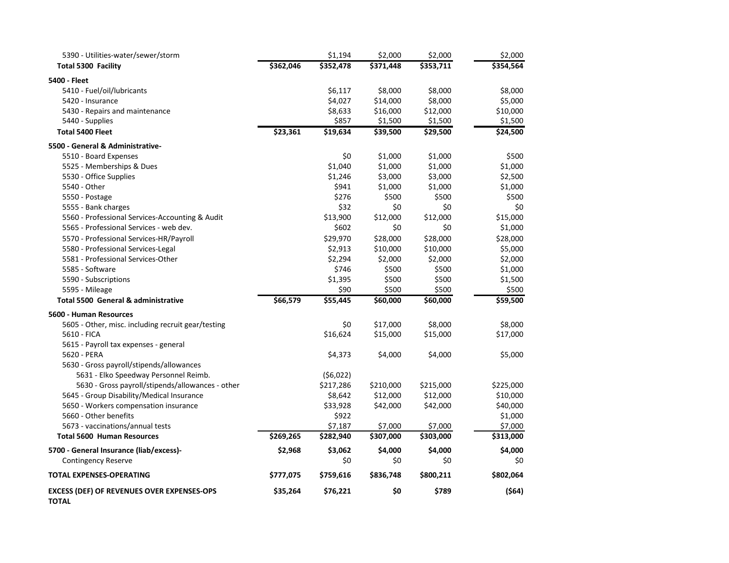| | | | | | |
|---|---|---|---|---|---|
| 5390 - Utilities-water/sewer/storm | | $1,194 | $2,000 | $2,000 | $2,000 |
| **Total 5300 Facility** | **$362,046** | **$352,478** | **$371,448** | **$353,711** | **$354,564** |
| **5400 - Fleet** | | | | | |
| 5410 - Fuel/oil/lubricants | | $6,117 | $8,000 | $8,000 | $8,000 |
| 5420 - Insurance | | $4,027 | $14,000 | $8,000 | $5,000 |
| 5430 - Repairs and maintenance | | $8,633 | $16,000 | $12,000 | $10,000 |
| 5440 - Supplies | | $857 | $1,500 | $1,500 | $1,500 |
| **Total 5400 Fleet** | **$23,361** | **$19,634** | **$39,500** | **$29,500** | **$24,500** |
| **5500 - General & Administrative-** | | | | | |
| 5510 - Board Expenses | | $0 | $1,000 | $1,000 | $500 |
| 5525 - Memberships & Dues | | $1,040 | $1,000 | $1,000 | $1,000 |
| 5530 - Office Supplies | | $1,246 | $3,000 | $3,000 | $2,500 |
| 5540 - Other | | $941 | $1,000 | $1,000 | $1,000 |
| 5550 - Postage | | $276 | $500 | $500 | $500 |
| 5555 - Bank charges | | $32 | $0 | $0 | $0 |
| 5560 - Professional Services-Accounting & Audit | | $13,900 | $12,000 | $12,000 | $15,000 |
| 5565 - Professional Services - web dev. | | $602 | $0 | $0 | $1,000 |
| 5570 - Professional Services-HR/Payroll | | $29,970 | $28,000 | $28,000 | $28,000 |
| 5580 - Professional Services-Legal | | $2,913 | $10,000 | $10,000 | $5,000 |
| 5581 - Professional Services-Other | | $2,294 | $2,000 | $2,000 | $2,000 |
| 5585 - Software | | $746 | $500 | $500 | $1,000 |
| 5590 - Subscriptions | | $1,395 | $500 | $500 | $1,500 |
| 5595 - Mileage | | $90 | $500 | $500 | $500 |
| **Total 5500 General & administrative** | **$66,579** | **$55,445** | **$60,000** | **$60,000** | **$59,500** |
| **5600 - Human Resources** | | | | | |
| 5605 - Other, misc. including recruit gear/testing | | $0 | $17,000 | $8,000 | $8,000 |
| 5610 - FICA | | $16,624 | $15,000 | $15,000 | $17,000 |
| 5615 - Payroll tax expenses - general | | | | | |
| 5620 - PERA | | $4,373 | $4,000 | $4,000 | $5,000 |
| 5630 - Gross payroll/stipends/allowances | | | | | |
| 5631 - Elko Speedway Personnel Reimb. | | ($6,022) | | | |
| 5630 - Gross payroll/stipends/allowances - other | | $217,286 | $210,000 | $215,000 | $225,000 |
| 5645 - Group Disability/Medical Insurance | | $8,642 | $12,000 | $12,000 | $10,000 |
| 5650 - Workers compensation insurance | | $33,928 | $42,000 | $42,000 | $40,000 |
| 5660 - Other benefits | | $922 | | | $1,000 |
| 5673 - vaccinations/annual tests | | $7,187 | $7,000 | $7,000 | $7,000 |
| **Total 5600 Human Resources** | **$269,265** | **$282,940** | **$307,000** | **$303,000** | **$313,000** |
| **5700 - General Insurance (liab/excess)-** | **$2,968** | **$3,062** | **$4,000** | **$4,000** | **$4,000** |
| Contingency Reserve | | $0 | $0 | $0 | $0 |
| **TOTAL EXPENSES-OPERATING** | **$777,075** | **$759,616** | **$836,748** | **$800,211** | **$802,064** |
| **EXCESS (DEF) OF REVENUES OVER EXPENSES-OPS TOTAL** | **$35,264** | **$76,221** | **$0** | **$789** | **($64)** |